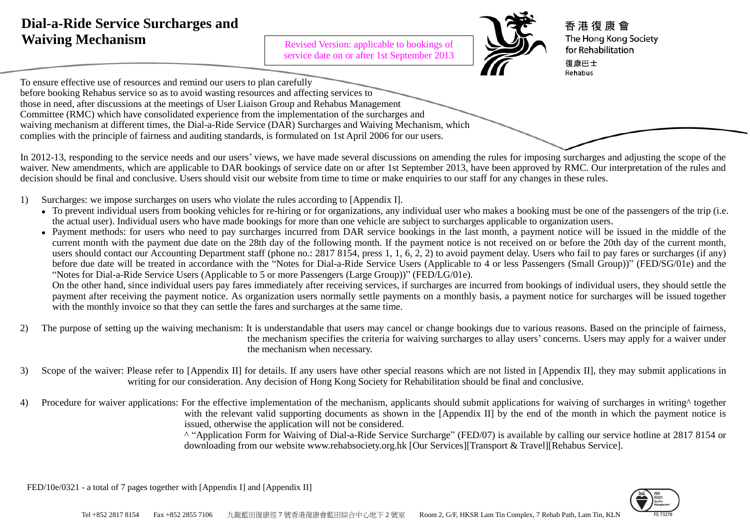# Dial-a-Ride Service Surcharges and Waiving Mechanism

Revised Version: applicable to bookings of service date on or after 1st September 2013

香港復康會
The Hong Kong Society for Rehabilitation
復康巴士
Rehabus

To ensure effective use of resources and remind our users to plan carefully before booking Rehabus service so as to avoid wasting resources and affecting services to those in need, after discussions at the meetings of User Liaison Group and Rehabus Management Committee (RMC) which have consolidated experience from the implementation of the surcharges and waiving mechanism at different times, the Dial-a-Ride Service (DAR) Surcharges and Waiving Mechanism, which complies with the principle of fairness and auditing standards, is formulated on 1st April 2006 for our users.

In 2012-13, responding to the service needs and our users' views, we have made several discussions on amending the rules for imposing surcharges and adjusting the scope of the waiver. New amendments, which are applicable to DAR bookings of service date on or after 1st September 2013, have been approved by RMC. Our interpretation of the rules and decision should be final and conclusive. Users should visit our website from time to time or make enquiries to our staff for any changes in these rules.

1) Surcharges: we impose surcharges on users who violate the rules according to [Appendix I].
   - To prevent individual users from booking vehicles for re-hiring or for organizations, any individual user who makes a booking must be one of the passengers of the trip (i.e. the actual user). Individual users who have made bookings for more than one vehicle are subject to surcharges applicable to organization users.
   - Payment methods: for users who need to pay surcharges incurred from DAR service bookings in the last month, a payment notice will be issued in the middle of the current month with the payment due date on the 28th day of the following month. If the payment notice is not received on or before the 20th day of the current month, users should contact our Accounting Department staff (phone no.: 2817 8154, press 1, 1, 6, 2, 2) to avoid payment delay. Users who fail to pay fares or surcharges (if any) before due date will be treated in accordance with the "Notes for Dial-a-Ride Service Users (Applicable to 4 or less Passengers (Small Group))" (FED/SG/01e) and the "Notes for Dial-a-Ride Service Users (Applicable to 5 or more Passengers (Large Group))" (FED/LG/01e).

     On the other hand, since individual users pay fares immediately after receiving services, if surcharges are incurred from bookings of individual users, they should settle the payment after receiving the payment notice. As organization users normally settle payments on a monthly basis, a payment notice for surcharges will be issued together with the monthly invoice so that they can settle the fares and surcharges at the same time.

2) The purpose of setting up the waiving mechanism: It is understandable that users may cancel or change bookings due to various reasons. Based on the principle of fairness, the mechanism specifies the criteria for waiving surcharges to allay users' concerns. Users may apply for a waiver under the mechanism when necessary.

3) Scope of the waiver: Please refer to [Appendix II] for details. If any users have other special reasons which are not listed in [Appendix II], they may submit applications in writing for our consideration. Any decision of Hong Kong Society for Rehabilitation should be final and conclusive.

4) Procedure for waiver applications: For the effective implementation of the mechanism, applicants should submit applications for waiving of surcharges in writing^ together with the relevant valid supporting documents as shown in the [Appendix II] by the end of the month in which the payment notice is issued, otherwise the application will not be considered.

   ^ "Application Form for Waiving of Dial-a-Ride Service Surcharge" (FED/07) is available by calling our service hotline at 2817 8154 or downloading from our website www.rehabsociety.org.hk [Our Services][Transport & Travel][Rehabus Service].

FED/10e/0321 - a total of 7 pages together with [Appendix I] and [Appendix II]

Tel +852 2817 8154 Fax +852 2855 7106 九龍藍田復康徑 7 號香港復康會藍田綜合中心地下 2 號室 Room 2, G/F, HKSR Lam Tin Complex, 7 Rehab Path, Lam Tin, KLN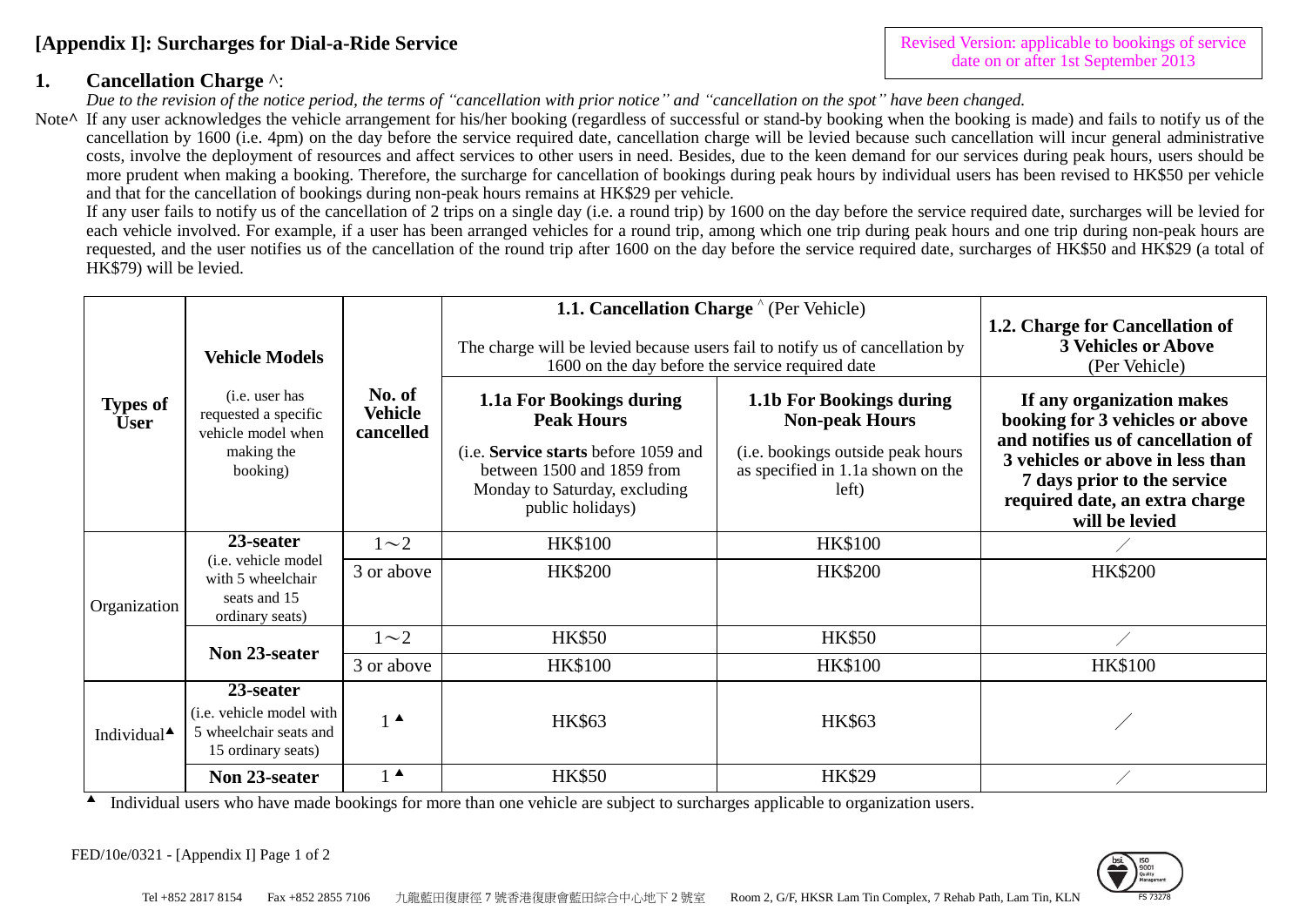# [Appendix I]: Surcharges for Dial-a-Ride Service

Revised Version: applicable to bookings of service date on or after 1st September 2013

## 1. Cancellation Charge ^:

*Due to the revision of the notice period, the terms of "cancellation with prior notice" and "cancellation on the spot" have been changed.*

Note^ If any user acknowledges the vehicle arrangement for his/her booking (regardless of successful or stand-by booking when the booking is made) and fails to notify us of the cancellation by 1600 (i.e. 4pm) on the day before the service required date, cancellation charge will be levied because such cancellation will incur general administrative costs, involve the deployment of resources and affect services to other users in need. Besides, due to the keen demand for our services during peak hours, users should be more prudent when making a booking. Therefore, the surcharge for cancellation of bookings during peak hours by individual users has been revised to HK$50 per vehicle and that for the cancellation of bookings during non-peak hours remains at HK$29 per vehicle.

If any user fails to notify us of the cancellation of 2 trips on a single day (i.e. a round trip) by 1600 on the day before the service required date, surcharges will be levied for each vehicle involved. For example, if a user has been arranged vehicles for a round trip, among which one trip during peak hours and one trip during non-peak hours are requested, and the user notifies us of the cancellation of the round trip after 1600 on the day before the service required date, surcharges of HK$50 and HK$29 (a total of HK$79) will be levied.

| Types of User | Vehicle Models (i.e. user has requested a specific vehicle model when making the booking) | No. of Vehicle cancelled | **1.1. Cancellation Charge ^ (Per Vehicle)** The charge will be levied because users fail to notify us of cancellation by 1600 on the day before the service required date | | **1.2. Charge for Cancellation of 3 Vehicles or Above** (Per Vehicle) |
|---|---|---|---|---|---|
| | | | **1.1a For Bookings during Peak Hours** (i.e. **Service starts** before 1059 and between 1500 and 1859 from Monday to Saturday, excluding public holidays) | **1.1b For Bookings during Non-peak Hours** (i.e. bookings outside peak hours as specified in 1.1a shown on the left) | **If any organization makes booking for 3 vehicles or above and notifies us of cancellation of 3 vehicles or above in less than 7 days prior to the service required date, an extra charge will be levied** |
| Organization | **23-seater** (i.e. vehicle model with 5 wheelchair seats and 15 ordinary seats) | 1～2 | HK$100 | HK$100 | ／ |
| | | 3 or above | HK$200 | HK$200 | HK$200 |
| | **Non 23-seater** | 1～2 | HK$50 | HK$50 | ／ |
| | | 3 or above | HK$100 | HK$100 | HK$100 |
| Individual▲ | **23-seater** (i.e. vehicle model with 5 wheelchair seats and 15 ordinary seats) | 1 ▲ | HK$63 | HK$63 | ／ |
| | **Non 23-seater** | 1 ▲ | HK$50 | HK$29 | ／ |

▲ Individual users who have made bookings for more than one vehicle are subject to surcharges applicable to organization users.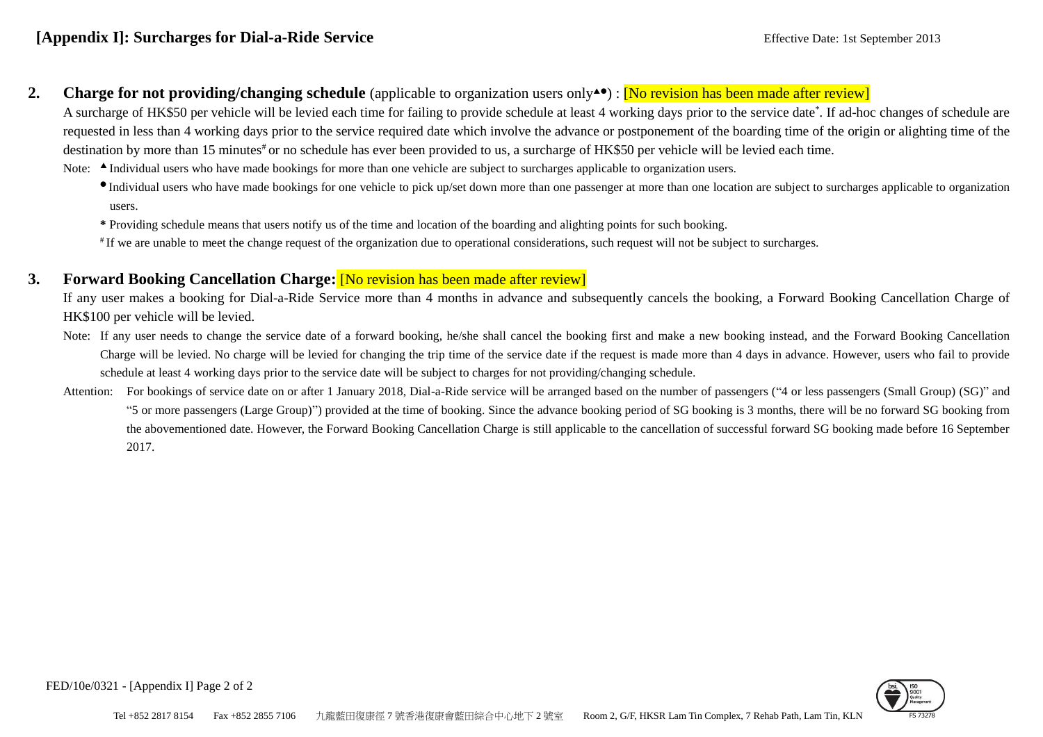## [Appendix I]: Surcharges for Dial-a-Ride Service

Effective Date: 1st September 2013

**2. Charge for not providing/changing schedule** (applicable to organization users only▲●) : [No revision has been made after review]

A surcharge of HK$50 per vehicle will be levied each time for failing to provide schedule at least 4 working days prior to the service date*. If ad-hoc changes of schedule are requested in less than 4 working days prior to the service required date which involve the advance or postponement of the boarding time of the origin or alighting time of the destination by more than 15 minutes# or no schedule has ever been provided to us, a surcharge of HK$50 per vehicle will be levied each time.

Note: ▲ Individual users who have made bookings for more than one vehicle are subject to surcharges applicable to organization users.

● Individual users who have made bookings for one vehicle to pick up/set down more than one passenger at more than one location are subject to surcharges applicable to organization users.

**\*** Providing schedule means that users notify us of the time and location of the boarding and alighting points for such booking.

\# If we are unable to meet the change request of the organization due to operational considerations, such request will not be subject to surcharges.

**3. Forward Booking Cancellation Charge:** [No revision has been made after review]

If any user makes a booking for Dial-a-Ride Service more than 4 months in advance and subsequently cancels the booking, a Forward Booking Cancellation Charge of HK$100 per vehicle will be levied.

Note: If any user needs to change the service date of a forward booking, he/she shall cancel the booking first and make a new booking instead, and the Forward Booking Cancellation Charge will be levied. No charge will be levied for changing the trip time of the service date if the request is made more than 4 days in advance. However, users who fail to provide schedule at least 4 working days prior to the service date will be subject to charges for not providing/changing schedule.

Attention: For bookings of service date on or after 1 January 2018, Dial-a-Ride service will be arranged based on the number of passengers ("4 or less passengers (Small Group) (SG)" and "5 or more passengers (Large Group)") provided at the time of booking. Since the advance booking period of SG booking is 3 months, there will be no forward SG booking from the abovementioned date. However, the Forward Booking Cancellation Charge is still applicable to the cancellation of successful forward SG booking made before 16 September 2017.

FED/10e/0321 - [Appendix I]

Tel +852 2817 8154 Fax +852 2855 7106 九龍藍田復康徑 7 號香港復康會藍田綜合中心地下 2 號室 Room 2, G/F, HKSR Lam Tin Complex, 7 Rehab Path, Lam Tin, KLN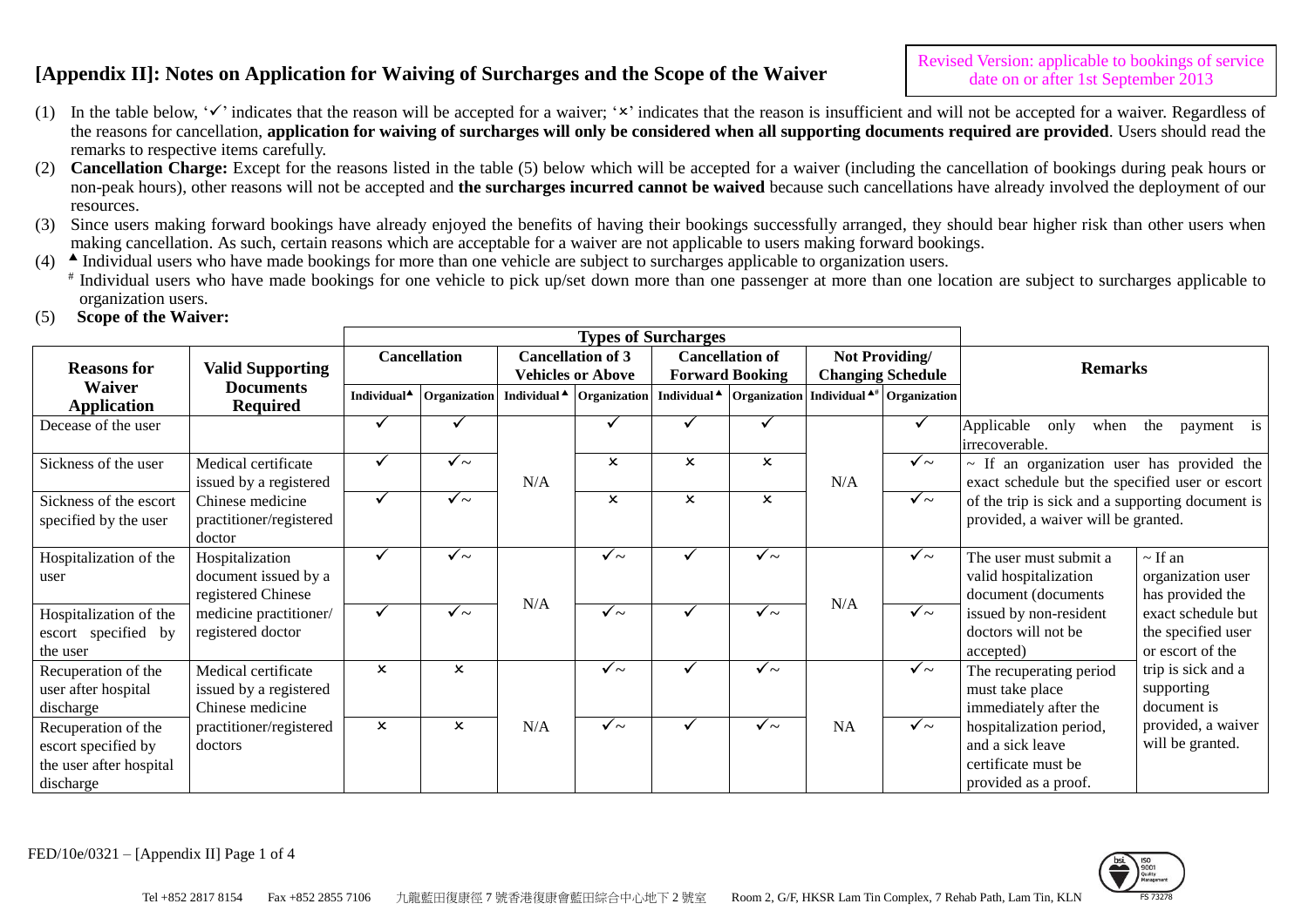# [Appendix II]: Notes on Application for Waiving of Surcharges and the Scope of the Waiver

Revised Version: applicable to bookings of service date on or after 1st September 2013

(1) In the table below, '✓' indicates that the reason will be accepted for a waiver; '×' indicates that the reason is insufficient and will not be accepted for a waiver. Regardless of the reasons for cancellation, **application for waiving of surcharges will only be considered when all supporting documents required are provided**. Users should read the remarks to respective items carefully.

(2) **Cancellation Charge:** Except for the reasons listed in the table (5) below which will be accepted for a waiver (including the cancellation of bookings during peak hours or non-peak hours), other reasons will not be accepted and **the surcharges incurred cannot be waived** because such cancellations have already involved the deployment of our resources.

(3) Since users making forward bookings have already enjoyed the benefits of having their bookings successfully arranged, they should bear higher risk than other users when making cancellation. As such, certain reasons which are acceptable for a waiver are not applicable to users making forward bookings.

(4) ▲ Individual users who have made bookings for more than one vehicle are subject to surcharges applicable to organization users.
# Individual users who have made bookings for one vehicle to pick up/set down more than one passenger at more than one location are subject to surcharges applicable to organization users.

(5) **Scope of the Waiver:**

| Reasons for Waiver Application | Valid Supporting Documents Required | Types of Surcharges | | | | | | | | Remarks | |
|---|---|---|---|---|---|---|---|---|---|---|---|
| | | Cancellation | | Cancellation of 3 Vehicles or Above | | Cancellation of Forward Booking | | Not Providing/ Changing Schedule | | | |
| | | Individual▲ | Organization | Individual▲ | Organization | Individual▲ | Organization | Individual▲# | Organization | | |
| Decease of the user | | ✓ | ✓ | | ✓ | ✓ | ✓ | | ✓ | Applicable only when the payment is irrecoverable. | |
| Sickness of the user | Medical certificate issued by a registered Chinese medicine practitioner/registered doctor | ✓ | ✓~ | N/A | × | × | × | N/A | ✓~ | ~ If an organization user has provided the exact schedule but the specified user or escort of the trip is sick and a supporting document is provided, a waiver will be granted. | |
| Sickness of the escort specified by the user | | ✓ | ✓~ | | × | × | × | | ✓~ | | |
| Hospitalization of the user | Hospitalization document issued by a registered Chinese medicine practitioner/ registered doctor | ✓ | ✓~ | N/A | ✓~ | ✓ | ✓~ | N/A | ✓~ | The user must submit a valid hospitalization document (documents issued by non-resident doctors will not be accepted) | ~ If an organization user has provided the exact schedule but the specified user or escort of the trip is sick and a supporting document is provided, a waiver will be granted. |
| Hospitalization of the escort specified by the user | | ✓ | ✓~ | | ✓~ | ✓ | ✓~ | | ✓~ | | |
| Recuperation of the user after hospital discharge | Medical certificate issued by a registered Chinese medicine practitioner/registered doctors | × | × | N/A | ✓~ | ✓ | ✓~ | NA | ✓~ | The recuperating period must take place immediately after the hospitalization period, and a sick leave certificate must be provided as a proof. | |
| Recuperation of the escort specified by the user after hospital discharge | | × | × | | ✓~ | ✓ | ✓~ | | ✓~ | | |

FED/10e/0321 – [Appendix II]

Tel +852 2817 8154 Fax +852 2855 7106 九龍藍田復康徑 7 號香港復康會藍田綜合中心地下 2 號室 Room 2, G/F, HKSR Lam Tin Complex, 7 Rehab Path, Lam Tin, KLN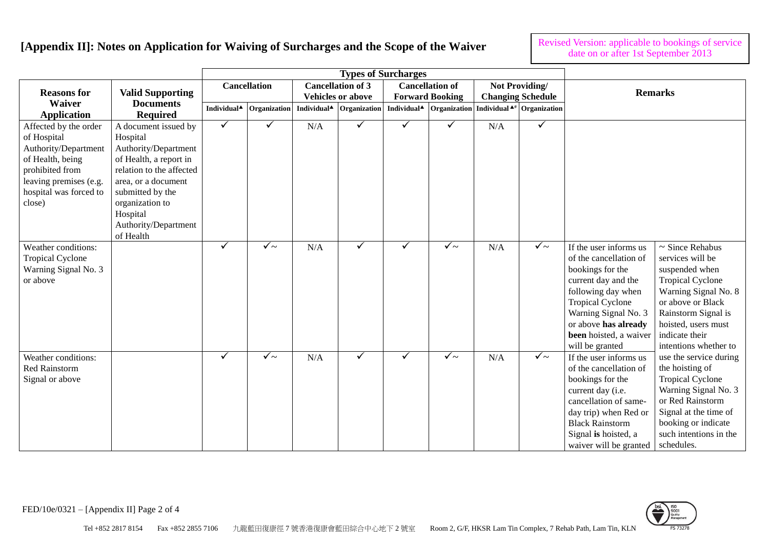## [Appendix II]: Notes on Application for Waiving of Surcharges and the Scope of the Waiver

Revised Version: applicable to bookings of service date on or after 1st September 2013

| Reasons for Waiver Application | Valid Supporting Documents Required | Types of Surcharges | | | | | | | | Remarks | |
|---|---|---|---|---|---|---|---|---|---|---|---|
| | | Cancellation | | Cancellation of 3 Vehicles or above | | Cancellation of Forward Booking | | Not Providing/ Changing Schedule | | | |
| | | Individual▲ | Organization | Individual▲ | Organization | Individual▲ | Organization | Individual▲# | Organization | | |
| Affected by the order of Hospital Authority/Department of Health, being prohibited from leaving premises (e.g. hospital was forced to close) | A document issued by Hospital Authority/Department of Health, a report in relation to the affected area, or a document submitted by the organization to Hospital Authority/Department of Health | ✓ | ✓ | N/A | ✓ | ✓ | ✓ | N/A | ✓ | | |
| Weather conditions: Tropical Cyclone Warning Signal No. 3 or above | | ✓ | ✓~ | N/A | ✓ | ✓ | ✓~ | N/A | ✓~ | If the user informs us of the cancellation of bookings for the current day and the following day when Tropical Cyclone Warning Signal No. 3 or above **has already been** hoisted, a waiver will be granted | ~ Since Rehabus services will be suspended when Tropical Cyclone Warning Signal No. 8 or above or Black Rainstorm Signal is hoisted, users must indicate their intentions whether to use the service during the hoisting of Tropical Cyclone Warning Signal No. 3 or Red Rainstorm Signal at the time of booking or indicate such intentions in the schedules. |
| Weather conditions: Red Rainstorm Signal or above | | ✓ | ✓~ | N/A | ✓ | ✓ | ✓~ | N/A | ✓~ | If the user informs us of the cancellation of bookings for the current day (i.e. cancellation of same-day trip) when Red or Black Rainstorm Signal **is** hoisted, a waiver will be granted | |

FED/10e/0321 – [Appendix II] Page 2 of 4

Tel +852 2817 8154 Fax +852 2855 7106 九龍藍田復康徑 7 號香港復康會藍田綜合中心地下 2 號室 Room 2, G/F, HKSR Lam Tin Complex, 7 Rehab Path, Lam Tin, KLN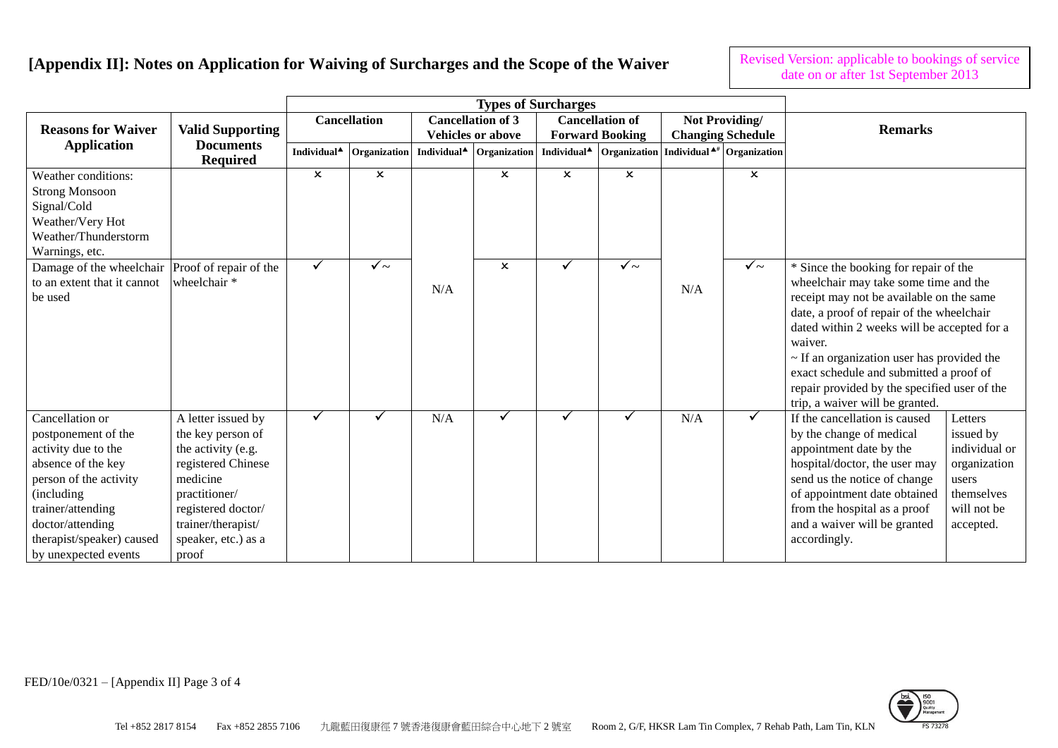# [Appendix II]: Notes on Application for Waiving of Surcharges and the Scope of the Waiver

Revised Version: applicable to bookings of service date on or after 1st September 2013

| Reasons for Waiver Application | Valid Supporting Documents Required | Types of Surcharges: Cancellation | | Cancellation of 3 Vehicles or above | | Cancellation of Forward Booking | | Not Providing/ Changing Schedule | | Remarks | |
|---|---|---|---|---|---|---|---|---|---|---|---|
| | | Individual▲ | Organization | Individual▲ | Organization | Individual▲ | Organization | Individual▲# | Organization | | |
| Weather conditions: Strong Monsoon Signal/Cold Weather/Very Hot Weather/Thunderstorm Warnings, etc. | | × | × | N/A | × | × | × | N/A | × | | |
| Damage of the wheelchair to an extent that it cannot be used | Proof of repair of the wheelchair * | ✓ | ✓~ | N/A | × | ✓ | ✓~ | N/A | ✓~ | * Since the booking for repair of the wheelchair may take some time and the receipt may not be available on the same date, a proof of repair of the wheelchair dated within 2 weeks will be accepted for a waiver.<br>~ If an organization user has provided the exact schedule and submitted a proof of repair provided by the specified user of the trip, a waiver will be granted. | |
| Cancellation or postponement of the activity due to the absence of the key person of the activity (including trainer/attending doctor/attending therapist/speaker) caused by unexpected events | A letter issued by the key person of the activity (e.g. registered Chinese medicine practitioner/ registered doctor/ trainer/therapist/ speaker, etc.) as a proof | ✓ | ✓ | N/A | ✓ | ✓ | ✓ | N/A | ✓ | If the cancellation is caused by the change of medical appointment date by the hospital/doctor, the user may send us the notice of change of appointment date obtained from the hospital as a proof and a waiver will be granted accordingly. | Letters issued by individual or organization users themselves will not be accepted. |

FED/10e/0321 – [Appendix II]

Tel +852 2817 8154 Fax +852 2855 7106 九龍藍田復康徑 7 號香港復康會藍田綜合中心地下 2 號室 Room 2, G/F, HKSR Lam Tin Complex, 7 Rehab Path, Lam Tin, KLN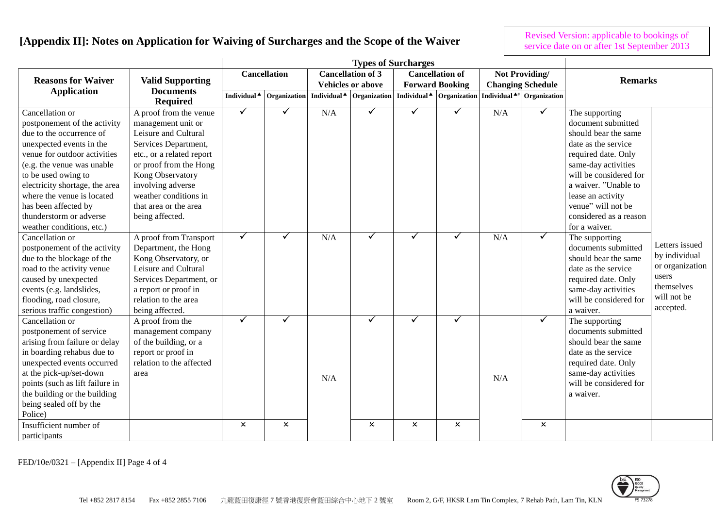# [Appendix II]: Notes on Application for Waiving of Surcharges and the Scope of the Waiver

Revised Version: applicable to bookings of service date on or after 1st September 2013

| Reasons for Waiver Application | Valid Supporting Documents Required | Types of Surcharges | | | | | | | | Remarks | |
|---|---|---|---|---|---|---|---|---|---|---|---|
| | | Cancellation | | Cancellation of 3 Vehicles or above | | Cancellation of Forward Booking | | Not Providing/ Changing Schedule | | | |
| | | Individual▲ | Organization | Individual▲ | Organization | Individual▲ | Organization | Individual▲# | Organization | | |
| Cancellation or postponement of the activity due to the occurrence of unexpected events in the venue for outdoor activities (e.g. the venue was unable to be used owing to electricity shortage, the area where the venue is located has been affected by thunderstorm or adverse weather conditions, etc.) | A proof from the venue management unit or Leisure and Cultural Services Department, etc., or a related report or proof from the Hong Kong Observatory involving adverse weather conditions in that area or the area being affected. | ✓ | ✓ | N/A | ✓ | ✓ | ✓ | N/A | ✓ | The supporting document submitted should bear the same date as the service required date. Only same-day activities will be considered for a waiver. "Unable to lease an activity venue" will not be considered as a reason for a waiver. | Letters issued by individual or organization users themselves will not be accepted. |
| Cancellation or postponement of the activity due to the blockage of the road to the activity venue caused by unexpected events (e.g. landslides, flooding, road closure, serious traffic congestion) | A proof from Transport Department, the Hong Kong Observatory, or Leisure and Cultural Services Department, or a report or proof in relation to the area being affected. | ✓ | ✓ | N/A | ✓ | ✓ | ✓ | N/A | ✓ | The supporting documents submitted should bear the same date as the service required date. Only same-day activities will be considered for a waiver. | |
| Cancellation or postponement of service arising from failure or delay in boarding rehabus due to unexpected events occurred at the pick-up/set-down points (such as lift failure in the building or the building being sealed off by the Police) | A proof from the management company of the building, or a report or proof in relation to the affected area | ✓ | ✓ | N/A | ✓ | ✓ | ✓ | N/A | ✓ | The supporting documents submitted should bear the same date as the service required date. Only same-day activities will be considered for a waiver. | |
| Insufficient number of participants | | × | × | | × | × | × | | × | | |

Tel +852 2817 8154 Fax +852 2855 7106 九龍藍田復康徑 7 號香港復康會藍田綜合中心地下 2 號室 Room 2, G/F, HKSR Lam Tin Complex, 7 Rehab Path, Lam Tin, KLN